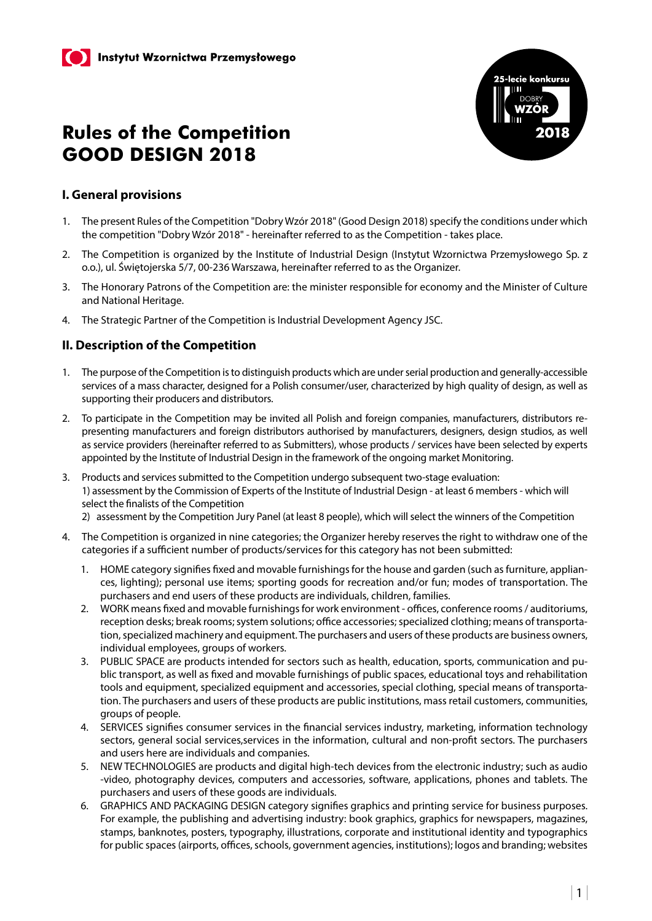Instytut Wzornictwa Przemysłowego

# Rules of the Competition GOOD DESIGN 2018

## I. General provisions

1. The present Rules of the Competition "Dobry Wzór 2018" (Good Design 2018) specify the conditions under which the competition "Dobry Wzór 2018" - hereinafter referred to as the Competition - takes place.
2. The Competition is organized by the Institute of Industrial Design (Instytut Wzornictwa Przemysłowego Sp. z o.o.), ul. Świętojerska 5/7, 00-236 Warszawa, hereinafter referred to as the Organizer.
3. The Honorary Patrons of the Competition are: the minister responsible for economy and the Minister of Culture and National Heritage.
4. The Strategic Partner of the Competition is Industrial Development Agency JSC.

## II. Description of the Competition

1. The purpose of the Competition is to distinguish products which are under serial production and generally-accessible services of a mass character, designed for a Polish consumer/user, characterized by high quality of design, as well as supporting their producers and distributors.
2. To participate in the Competition may be invited all Polish and foreign companies, manufacturers, distributors representing manufacturers and foreign distributors authorised by manufacturers, designers, design studios, as well as service providers (hereinafter referred to as Submitters), whose products / services have been selected by experts appointed by the Institute of Industrial Design in the framework of the ongoing market Monitoring.
3. Products and services submitted to the Competition undergo subsequent two-stage evaluation:
   1) assessment by the Commission of Experts of the Institute of Industrial Design - at least 6 members - which will select the finalists of the Competition
   2) assessment by the Competition Jury Panel (at least 8 people), which will select the winners of the Competition
4. The Competition is organized in nine categories; the Organizer hereby reserves the right to withdraw one of the categories if a sufficient number of products/services for this category has not been submitted:
   1. HOME category signifies fixed and movable furnishings for the house and garden (such as furniture, appliances, lighting); personal use items; sporting goods for recreation and/or fun; modes of transportation. The purchasers and end users of these products are individuals, children, families.
   2. WORK means fixed and movable furnishings for work environment - offices, conference rooms / auditoriums, reception desks; break rooms; system solutions; office accessories; specialized clothing; means of transportation, specialized machinery and equipment. The purchasers and users of these products are business owners, individual employees, groups of workers.
   3. PUBLIC SPACE are products intended for sectors such as health, education, sports, communication and public transport, as well as fixed and movable furnishings of public spaces, educational toys and rehabilitation tools and equipment, specialized equipment and accessories, special clothing, special means of transportation. The purchasers and users of these products are public institutions, mass retail customers, communities, groups of people.
   4. SERVICES signifies consumer services in the financial services industry, marketing, information technology sectors, general social services,services in the information, cultural and non-profit sectors. The purchasers and users here are individuals and companies.
   5. NEW TECHNOLOGIES are products and digital high-tech devices from the electronic industry; such as audio -video, photography devices, computers and accessories, software, applications, phones and tablets. The purchasers and users of these goods are individuals.
   6. GRAPHICS AND PACKAGING DESIGN category signifies graphics and printing service for business purposes. For example, the publishing and advertising industry: book graphics, graphics for newspapers, magazines, stamps, banknotes, posters, typography, illustrations, corporate and institutional identity and typographics for public spaces (airports, offices, schools, government agencies, institutions); logos and branding; websites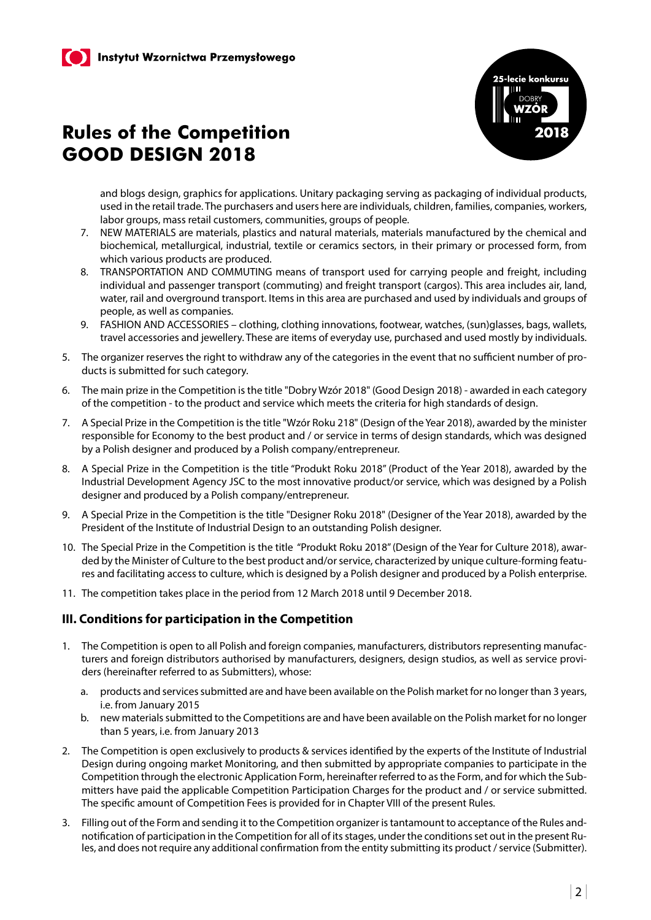and blogs design, graphics for applications. Unitary packaging serving as packaging of individual products, used in the retail trade. The purchasers and users here are individuals, children, families, companies, workers, labor groups, mass retail customers, communities, groups of people.

7. NEW MATERIALS are materials, plastics and natural materials, materials manufactured by the chemical and biochemical, metallurgical, industrial, textile or ceramics sectors, in their primary or processed form, from which various products are produced.
8. TRANSPORTATION AND COMMUTING means of transport used for carrying people and freight, including individual and passenger transport (commuting) and freight transport (cargos). This area includes air, land, water, rail and overground transport. Items in this area are purchased and used by individuals and groups of people, as well as companies.
9. FASHION AND ACCESSORIES – clothing, clothing innovations, footwear, watches, (sun)glasses, bags, wallets, travel accessories and jewellery. These are items of everyday use, purchased and used mostly by individuals.

5. The organizer reserves the right to withdraw any of the categories in the event that no sufficient number of products is submitted for such category.
6. The main prize in the Competition is the title "Dobry Wzór 2018" (Good Design 2018) - awarded in each category of the competition - to the product and service which meets the criteria for high standards of design.
7. A Special Prize in the Competition is the title "Wzór Roku 218" (Design of the Year 2018), awarded by the minister responsible for Economy to the best product and / or service in terms of design standards, which was designed by a Polish designer and produced by a Polish company/entrepreneur.
8. A Special Prize in the Competition is the title "Produkt Roku 2018" (Product of the Year 2018), awarded by the Industrial Development Agency JSC to the most innovative product/or service, which was designed by a Polish designer and produced by a Polish company/entrepreneur.
9. A Special Prize in the Competition is the title "Designer Roku 2018" (Designer of the Year 2018), awarded by the President of the Institute of Industrial Design to an outstanding Polish designer.
10. The Special Prize in the Competition is the title "Produkt Roku 2018" (Design of the Year for Culture 2018), awarded by the Minister of Culture to the best product and/or service, characterized by unique culture-forming features and facilitating access to culture, which is designed by a Polish designer and produced by a Polish enterprise.
11. The competition takes place in the period from 12 March 2018 until 9 December 2018.

## III. Conditions for participation in the Competition

1. The Competition is open to all Polish and foreign companies, manufacturers, distributors representing manufacturers and foreign distributors authorised by manufacturers, designers, design studios, as well as service providers (hereinafter referred to as Submitters), whose:
   a. products and services submitted are and have been available on the Polish market for no longer than 3 years, i.e. from January 2015
   b. new materials submitted to the Competitions are and have been available on the Polish market for no longer than 5 years, i.e. from January 2013
2. The Competition is open exclusively to products & services identified by the experts of the Institute of Industrial Design during ongoing market Monitoring, and then submitted by appropriate companies to participate in the Competition through the electronic Application Form, hereinafter referred to as the Form, and for which the Submitters have paid the applicable Competition Participation Charges for the product and / or service submitted. The specific amount of Competition Fees is provided for in Chapter VIII of the present Rules.
3. Filling out of the Form and sending it to the Competition organizer is tantamount to acceptance of the Rules and notification of participation in the Competition for all of its stages, under the conditions set out in the present Rules, and does not require any additional confirmation from the entity submitting its product / service (Submitter).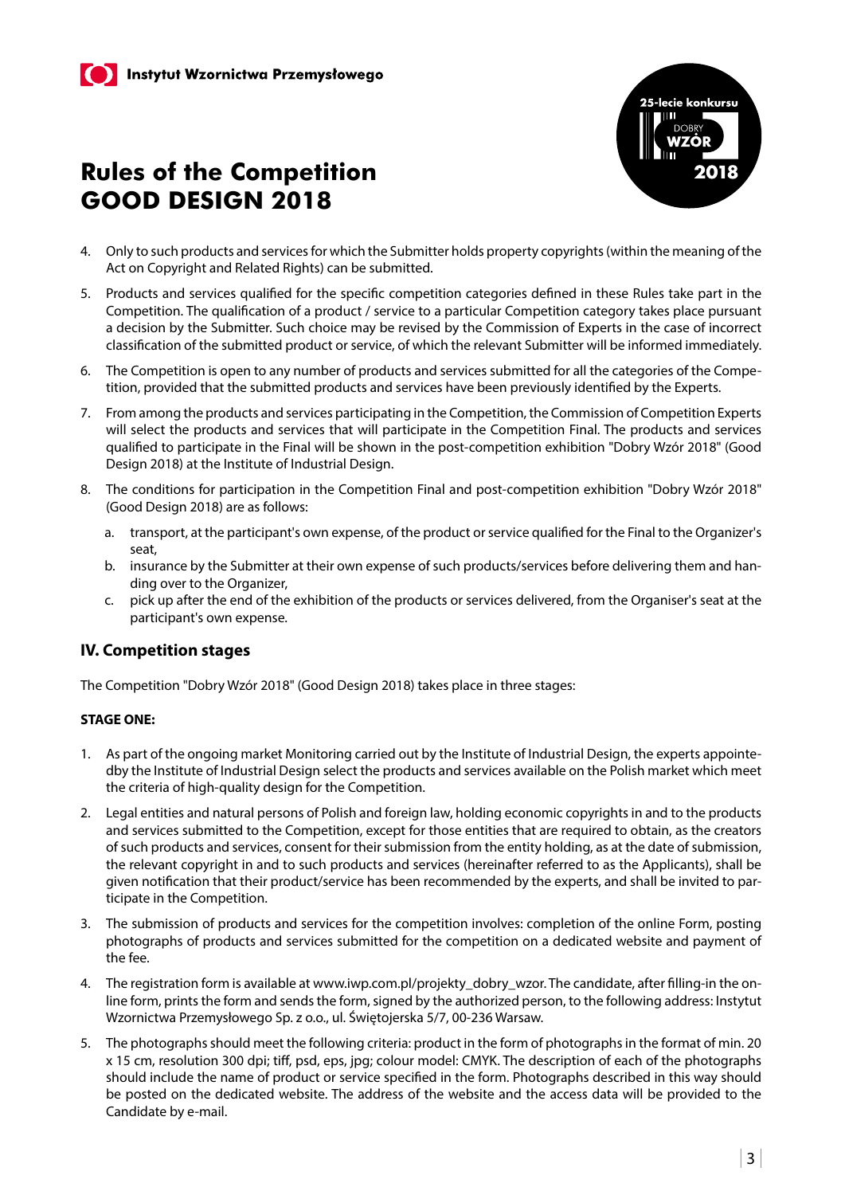# Rules of the Competition GOOD DESIGN 2018

4. Only to such products and services for which the Submitter holds property copyrights (within the meaning of the Act on Copyright and Related Rights) can be submitted.

5. Products and services qualified for the specific competition categories defined in these Rules take part in the Competition. The qualification of a product / service to a particular Competition category takes place pursuant a decision by the Submitter. Such choice may be revised by the Commission of Experts in the case of incorrect classification of the submitted product or service, of which the relevant Submitter will be informed immediately.

6. The Competition is open to any number of products and services submitted for all the categories of the Competition, provided that the submitted products and services have been previously identified by the Experts.

7. From among the products and services participating in the Competition, the Commission of Competition Experts will select the products and services that will participate in the Competition Final. The products and services qualified to participate in the Final will be shown in the post-competition exhibition "Dobry Wzór 2018" (Good Design 2018) at the Institute of Industrial Design.

8. The conditions for participation in the Competition Final and post-competition exhibition "Dobry Wzór 2018" (Good Design 2018) are as follows:

   a. transport, at the participant's own expense, of the product or service qualified for the Final to the Organizer's seat,
   b. insurance by the Submitter at their own expense of such products/services before delivering them and handing over to the Organizer,
   c. pick up after the end of the exhibition of the products or services delivered, from the Organiser's seat at the participant's own expense.

## IV. Competition stages

The Competition "Dobry Wzór 2018" (Good Design 2018) takes place in three stages:

**STAGE ONE:**

1. As part of the ongoing market Monitoring carried out by the Institute of Industrial Design, the experts appointedby the Institute of Industrial Design select the products and services available on the Polish market which meet the criteria of high-quality design for the Competition.

2. Legal entities and natural persons of Polish and foreign law, holding economic copyrights in and to the products and services submitted to the Competition, except for those entities that are required to obtain, as the creators of such products and services, consent for their submission from the entity holding, as at the date of submission, the relevant copyright in and to such products and services (hereinafter referred to as the Applicants), shall be given notification that their product/service has been recommended by the experts, and shall be invited to participate in the Competition.

3. The submission of products and services for the competition involves: completion of the online Form, posting photographs of products and services submitted for the competition on a dedicated website and payment of the fee.

4. The registration form is available at www.iwp.com.pl/projekty_dobry_wzor. The candidate, after filling-in the online form, prints the form and sends the form, signed by the authorized person, to the following address: Instytut Wzornictwa Przemysłowego Sp. z o.o., ul. Świętojerska 5/7, 00-236 Warsaw.

5. The photographs should meet the following criteria: product in the form of photographs in the format of min. 20 x 15 cm, resolution 300 dpi; tiff, psd, eps, jpg; colour model: CMYK. The description of each of the photographs should include the name of product or service specified in the form. Photographs described in this way should be posted on the dedicated website. The address of the website and the access data will be provided to the Candidate by e-mail.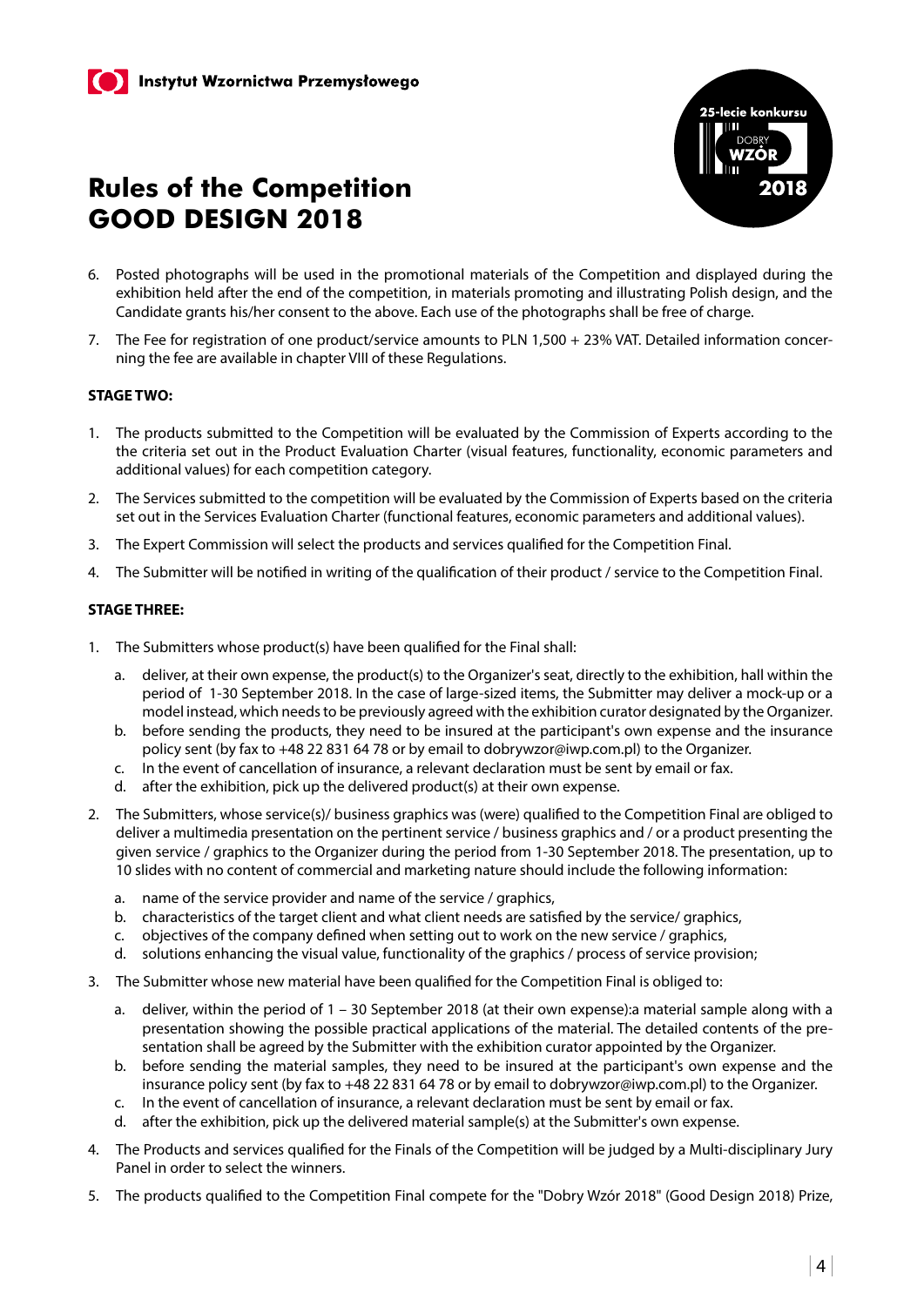# Rules of the Competition GOOD DESIGN 2018

6. Posted photographs will be used in the promotional materials of the Competition and displayed during the exhibition held after the end of the competition, in materials promoting and illustrating Polish design, and the Candidate grants his/her consent to the above. Each use of the photographs shall be free of charge.
7. The Fee for registration of one product/service amounts to PLN 1,500 + 23% VAT. Detailed information concerning the fee are available in chapter VIII of these Regulations.

**STAGE TWO:**

1. The products submitted to the Competition will be evaluated by the Commission of Experts according to the the criteria set out in the Product Evaluation Charter (visual features, functionality, economic parameters and additional values) for each competition category.
2. The Services submitted to the competition will be evaluated by the Commission of Experts based on the criteria set out in the Services Evaluation Charter (functional features, economic parameters and additional values).
3. The Expert Commission will select the products and services qualified for the Competition Final.
4. The Submitter will be notified in writing of the qualification of their product / service to the Competition Final.

**STAGE THREE:**

1. The Submitters whose product(s) have been qualified for the Final shall:
   a. deliver, at their own expense, the product(s) to the Organizer's seat, directly to the exhibition, hall within the period of 1-30 September 2018. In the case of large-sized items, the Submitter may deliver a mock-up or a model instead, which needs to be previously agreed with the exhibition curator designated by the Organizer.
   b. before sending the products, they need to be insured at the participant's own expense and the insurance policy sent (by fax to +48 22 831 64 78 or by email to dobrywzor@iwp.com.pl) to the Organizer.
   c. In the event of cancellation of insurance, a relevant declaration must be sent by email or fax.
   d. after the exhibition, pick up the delivered product(s) at their own expense.
2. The Submitters, whose service(s)/ business graphics was (were) qualified to the Competition Final are obliged to deliver a multimedia presentation on the pertinent service / business graphics and / or a product presenting the given service / graphics to the Organizer during the period from 1-30 September 2018. The presentation, up to 10 slides with no content of commercial and marketing nature should include the following information:
   a. name of the service provider and name of the service / graphics,
   b. characteristics of the target client and what client needs are satisfied by the service/ graphics,
   c. objectives of the company defined when setting out to work on the new service / graphics,
   d. solutions enhancing the visual value, functionality of the graphics / process of service provision;
3. The Submitter whose new material have been qualified for the Competition Final is obliged to:
   a. deliver, within the period of 1 – 30 September 2018 (at their own expense):a material sample along with a presentation showing the possible practical applications of the material. The detailed contents of the presentation shall be agreed by the Submitter with the exhibition curator appointed by the Organizer.
   b. before sending the material samples, they need to be insured at the participant's own expense and the insurance policy sent (by fax to +48 22 831 64 78 or by email to dobrywzor@iwp.com.pl) to the Organizer.
   c. In the event of cancellation of insurance, a relevant declaration must be sent by email or fax.
   d. after the exhibition, pick up the delivered material sample(s) at the Submitter's own expense.
4. The Products and services qualified for the Finals of the Competition will be judged by a Multi-disciplinary Jury Panel in order to select the winners.
5. The products qualified to the Competition Final compete for the "Dobry Wzór 2018" (Good Design 2018) Prize,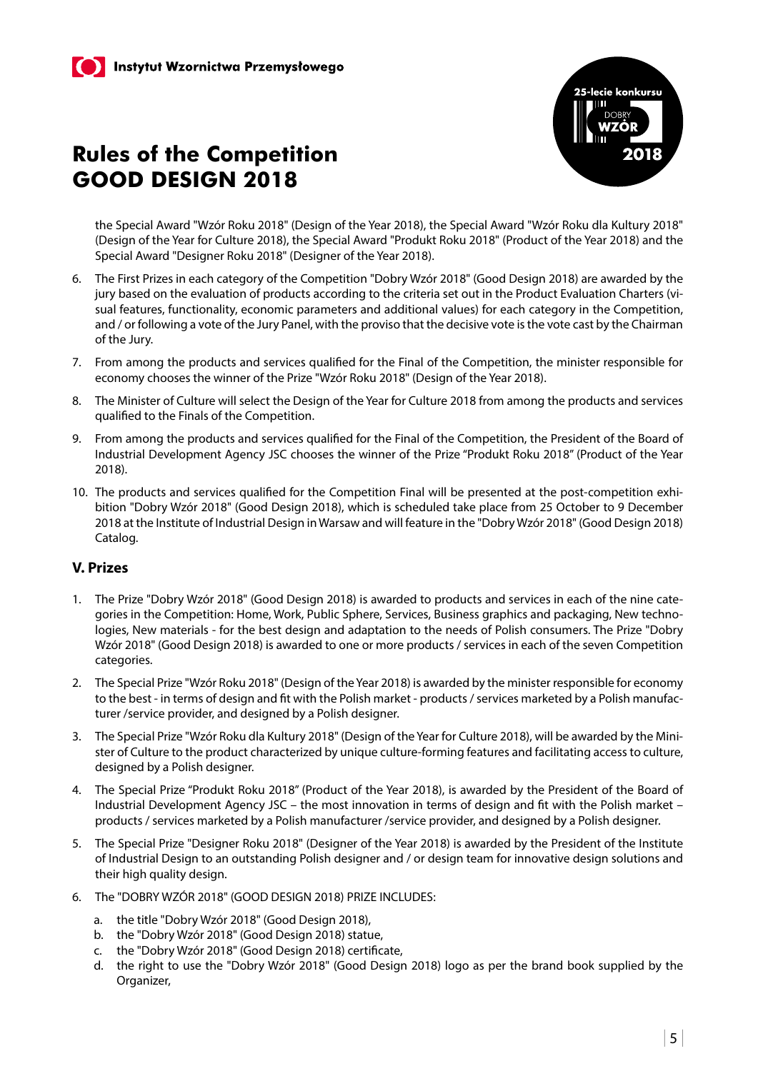the Special Award "Wzór Roku 2018" (Design of the Year 2018), the Special Award "Wzór Roku dla Kultury 2018" (Design of the Year for Culture 2018), the Special Award "Produkt Roku 2018" (Product of the Year 2018) and the Special Award "Designer Roku 2018" (Designer of the Year 2018).

6. The First Prizes in each category of the Competition "Dobry Wzór 2018" (Good Design 2018) are awarded by the jury based on the evaluation of products according to the criteria set out in the Product Evaluation Charters (visual features, functionality, economic parameters and additional values) for each category in the Competition, and / or following a vote of the Jury Panel, with the proviso that the decisive vote is the vote cast by the Chairman of the Jury.
7. From among the products and services qualified for the Final of the Competition, the minister responsible for economy chooses the winner of the Prize "Wzór Roku 2018" (Design of the Year 2018).
8. The Minister of Culture will select the Design of the Year for Culture 2018 from among the products and services qualified to the Finals of the Competition.
9. From among the products and services qualified for the Final of the Competition, the President of the Board of Industrial Development Agency JSC chooses the winner of the Prize "Produkt Roku 2018" (Product of the Year 2018).
10. The products and services qualified for the Competition Final will be presented at the post-competition exhibition "Dobry Wzór 2018" (Good Design 2018), which is scheduled take place from 25 October to 9 December 2018 at the Institute of Industrial Design in Warsaw and will feature in the "Dobry Wzór 2018" (Good Design 2018) Catalog.

## V. Prizes

1. The Prize "Dobry Wzór 2018" (Good Design 2018) is awarded to products and services in each of the nine categories in the Competition: Home, Work, Public Sphere, Services, Business graphics and packaging, New technologies, New materials - for the best design and adaptation to the needs of Polish consumers. The Prize "Dobry Wzór 2018" (Good Design 2018) is awarded to one or more products / services in each of the seven Competition categories.
2. The Special Prize "Wzór Roku 2018" (Design of the Year 2018) is awarded by the minister responsible for economy to the best - in terms of design and fit with the Polish market - products / services marketed by a Polish manufacturer /service provider, and designed by a Polish designer.
3. The Special Prize "Wzór Roku dla Kultury 2018" (Design of the Year for Culture 2018), will be awarded by the Minister of Culture to the product characterized by unique culture-forming features and facilitating access to culture, designed by a Polish designer.
4. The Special Prize "Produkt Roku 2018" (Product of the Year 2018), is awarded by the President of the Board of Industrial Development Agency JSC – the most innovation in terms of design and fit with the Polish market – products / services marketed by a Polish manufacturer /service provider, and designed by a Polish designer.
5. The Special Prize "Designer Roku 2018" (Designer of the Year 2018) is awarded by the President of the Institute of Industrial Design to an outstanding Polish designer and / or design team for innovative design solutions and their high quality design.
6. The "DOBRY WZÓR 2018" (GOOD DESIGN 2018) PRIZE INCLUDES:
   a. the title "Dobry Wzór 2018" (Good Design 2018),
   b. the "Dobry Wzór 2018" (Good Design 2018) statue,
   c. the "Dobry Wzór 2018" (Good Design 2018) certificate,
   d. the right to use the "Dobry Wzór 2018" (Good Design 2018) logo as per the brand book supplied by the Organizer,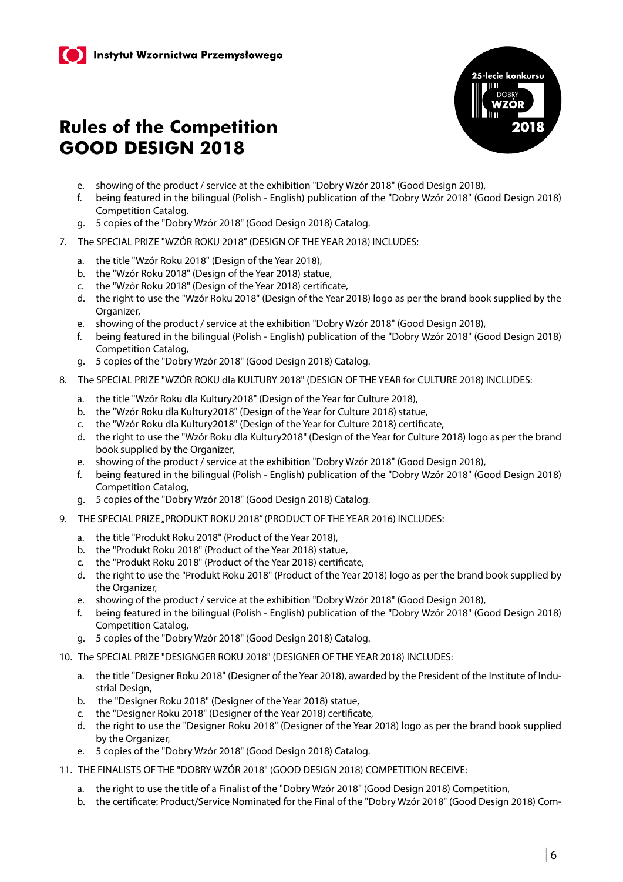# Rules of the Competition GOOD DESIGN 2018

   e. showing of the product / service at the exhibition "Dobry Wzór 2018" (Good Design 2018),
   f. being featured in the bilingual (Polish - English) publication of the "Dobry Wzór 2018" (Good Design 2018) Competition Catalog.
   g. 5 copies of the "Dobry Wzór 2018" (Good Design 2018) Catalog.

7. The SPECIAL PRIZE "WZÓR ROKU 2018" (DESIGN OF THE YEAR 2018) INCLUDES:
   a. the title "Wzór Roku 2018" (Design of the Year 2018),
   b. the "Wzór Roku 2018" (Design of the Year 2018) statue,
   c. the "Wzór Roku 2018" (Design of the Year 2018) certificate,
   d. the right to use the "Wzór Roku 2018" (Design of the Year 2018) logo as per the brand book supplied by the Organizer,
   e. showing of the product / service at the exhibition "Dobry Wzór 2018" (Good Design 2018),
   f. being featured in the bilingual (Polish - English) publication of the "Dobry Wzór 2018" (Good Design 2018) Competition Catalog,
   g. 5 copies of the "Dobry Wzór 2018" (Good Design 2018) Catalog.

8. The SPECIAL PRIZE "WZÓR ROKU dla KULTURY 2018" (DESIGN OF THE YEAR for CULTURE 2018) INCLUDES:
   a. the title "Wzór Roku dla Kultury2018" (Design of the Year for Culture 2018),
   b. the "Wzór Roku dla Kultury2018" (Design of the Year for Culture 2018) statue,
   c. the "Wzór Roku dla Kultury2018" (Design of the Year for Culture 2018) certificate,
   d. the right to use the "Wzór Roku dla Kultury2018" (Design of the Year for Culture 2018) logo as per the brand book supplied by the Organizer,
   e. showing of the product / service at the exhibition "Dobry Wzór 2018" (Good Design 2018),
   f. being featured in the bilingual (Polish - English) publication of the "Dobry Wzór 2018" (Good Design 2018) Competition Catalog,
   g. 5 copies of the "Dobry Wzór 2018" (Good Design 2018) Catalog.

9. THE SPECIAL PRIZE „PRODUKT ROKU 2018" (PRODUCT OF THE YEAR 2016) INCLUDES:
   a. the title "Produkt Roku 2018" (Product of the Year 2018),
   b. the "Produkt Roku 2018" (Product of the Year 2018) statue,
   c. the "Produkt Roku 2018" (Product of the Year 2018) certificate,
   d. the right to use the "Produkt Roku 2018" (Product of the Year 2018) logo as per the brand book supplied by the Organizer,
   e. showing of the product / service at the exhibition "Dobry Wzór 2018" (Good Design 2018),
   f. being featured in the bilingual (Polish - English) publication of the "Dobry Wzór 2018" (Good Design 2018) Competition Catalog,
   g. 5 copies of the "Dobry Wzór 2018" (Good Design 2018) Catalog.

10. The SPECIAL PRIZE "DESIGNGER ROKU 2018" (DESIGNER OF THE YEAR 2018) INCLUDES:
    a. the title "Designer Roku 2018" (Designer of the Year 2018), awarded by the President of the Institute of Industrial Design,
    b. the "Designer Roku 2018" (Designer of the Year 2018) statue,
    c. the "Designer Roku 2018" (Designer of the Year 2018) certificate,
    d. the right to use the "Designer Roku 2018" (Designer of the Year 2018) logo as per the brand book supplied by the Organizer,
    e. 5 copies of the "Dobry Wzór 2018" (Good Design 2018) Catalog.

11. THE FINALISTS OF THE "DOBRY WZÓR 2018" (GOOD DESIGN 2018) COMPETITION RECEIVE:
    a. the right to use the title of a Finalist of the "Dobry Wzór 2018" (Good Design 2018) Competition,
    b. the certificate: Product/Service Nominated for the Final of the "Dobry Wzór 2018" (Good Design 2018) Com-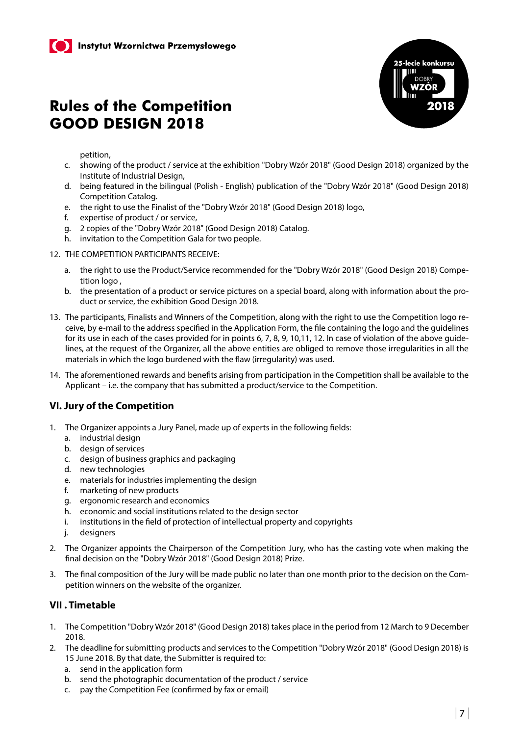petition,

c. showing of the product / service at the exhibition "Dobry Wzór 2018" (Good Design 2018) organized by the Institute of Industrial Design,
d. being featured in the bilingual (Polish - English) publication of the "Dobry Wzór 2018" (Good Design 2018) Competition Catalog.
e. the right to use the Finalist of the "Dobry Wzór 2018" (Good Design 2018) logo,
f. expertise of product / or service,
g. 2 copies of the "Dobry Wzór 2018" (Good Design 2018) Catalog.
h. invitation to the Competition Gala for two people.

12. THE COMPETITION PARTICIPANTS RECEIVE:

    a. the right to use the Product/Service recommended for the "Dobry Wzór 2018" (Good Design 2018) Competition logo ,
    b. the presentation of a product or service pictures on a special board, along with information about the product or service, the exhibition Good Design 2018.

13. The participants, Finalists and Winners of the Competition, along with the right to use the Competition logo receive, by e-mail to the address specified in the Application Form, the file containing the logo and the guidelines for its use in each of the cases provided for in points 6, 7, 8, 9, 10,11, 12. In case of violation of the above guidelines, at the request of the Organizer, all the above entities are obliged to remove those irregularities in all the materials in which the logo burdened with the flaw (irregularity) was used.

14. The aforementioned rewards and benefits arising from participation in the Competition shall be available to the Applicant – i.e. the company that has submitted a product/service to the Competition.

## VI. Jury of the Competition

1. The Organizer appoints a Jury Panel, made up of experts in the following fields:
   a. industrial design
   b. design of services
   c. design of business graphics and packaging
   d. new technologies
   e. materials for industries implementing the design
   f. marketing of new products
   g. ergonomic research and economics
   h. economic and social institutions related to the design sector
   i. institutions in the field of protection of intellectual property and copyrights
   j. designers

2. The Organizer appoints the Chairperson of the Competition Jury, who has the casting vote when making the final decision on the "Dobry Wzór 2018" (Good Design 2018) Prize.

3. The final composition of the Jury will be made public no later than one month prior to the decision on the Competition winners on the website of the organizer.

## VII . Timetable

1. The Competition "Dobry Wzór 2018" (Good Design 2018) takes place in the period from 12 March to 9 December 2018.
2. The deadline for submitting products and services to the Competition "Dobry Wzór 2018" (Good Design 2018) is 15 June 2018. By that date, the Submitter is required to:
   a. send in the application form
   b. send the photographic documentation of the product / service
   c. pay the Competition Fee (confirmed by fax or email)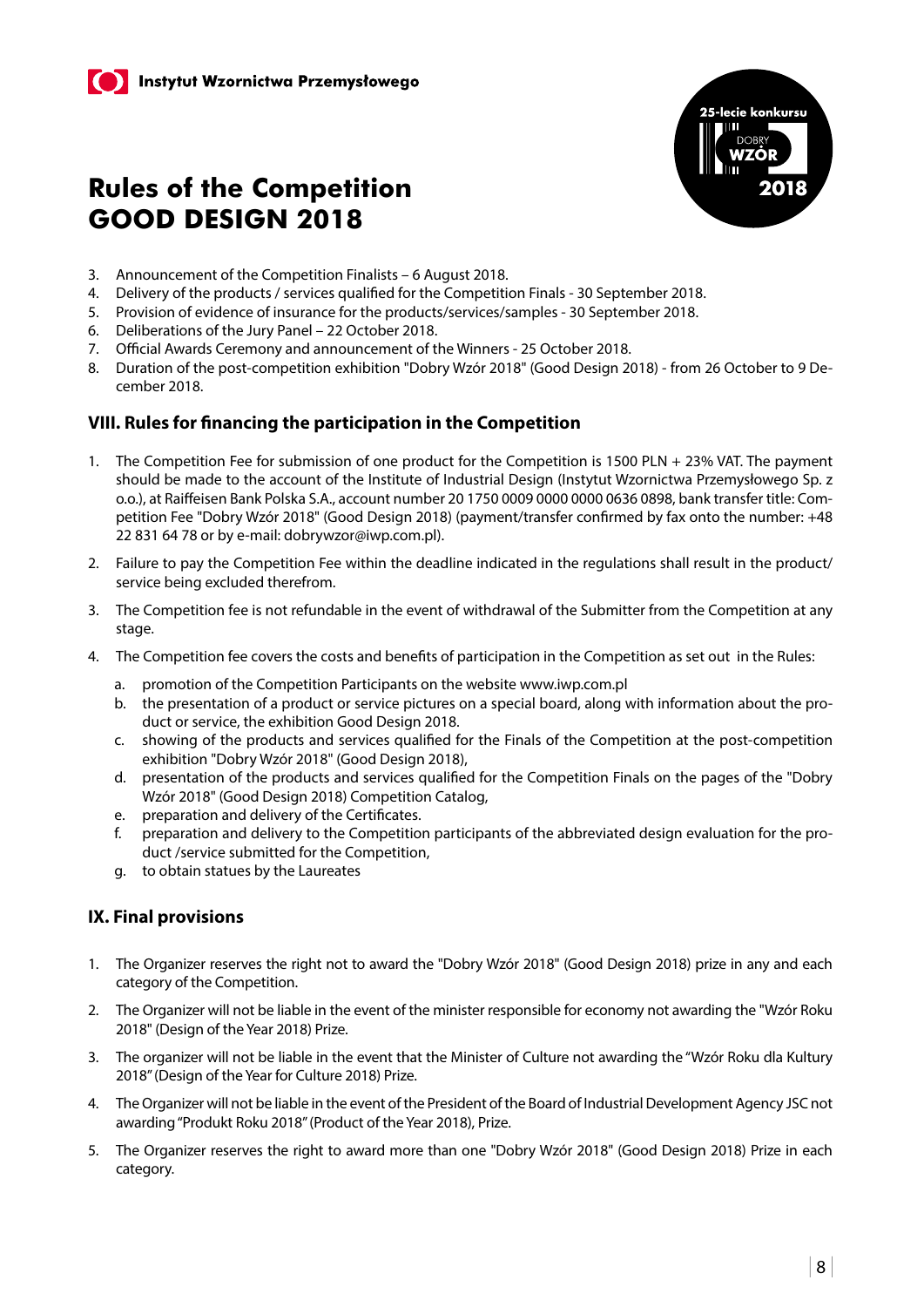# Rules of the Competition GOOD DESIGN 2018

3. Announcement of the Competition Finalists – 6 August 2018.
4. Delivery of the products / services qualified for the Competition Finals - 30 September 2018.
5. Provision of evidence of insurance for the products/services/samples - 30 September 2018.
6. Deliberations of the Jury Panel – 22 October 2018.
7. Official Awards Ceremony and announcement of the Winners - 25 October 2018.
8. Duration of the post-competition exhibition "Dobry Wzór 2018" (Good Design 2018) - from 26 October to 9 December 2018.

## VIII. Rules for financing the participation in the Competition

1. The Competition Fee for submission of one product for the Competition is 1500 PLN + 23% VAT. The payment should be made to the account of the Institute of Industrial Design (Instytut Wzornictwa Przemysłowego Sp. z o.o.), at Raiffeisen Bank Polska S.A., account number 20 1750 0009 0000 0000 0636 0898, bank transfer title: Competition Fee "Dobry Wzór 2018" (Good Design 2018) (payment/transfer confirmed by fax onto the number: +48 22 831 64 78 or by e-mail: dobrywzor@iwp.com.pl).

2. Failure to pay the Competition Fee within the deadline indicated in the regulations shall result in the product/service being excluded therefrom.

3. The Competition fee is not refundable in the event of withdrawal of the Submitter from the Competition at any stage.

4. The Competition fee covers the costs and benefits of participation in the Competition as set out in the Rules:
   a. promotion of the Competition Participants on the website www.iwp.com.pl
   b. the presentation of a product or service pictures on a special board, along with information about the product or service, the exhibition Good Design 2018.
   c. showing of the products and services qualified for the Finals of the Competition at the post-competition exhibition "Dobry Wzór 2018" (Good Design 2018),
   d. presentation of the products and services qualified for the Competition Finals on the pages of the "Dobry Wzór 2018" (Good Design 2018) Competition Catalog,
   e. preparation and delivery of the Certificates.
   f. preparation and delivery to the Competition participants of the abbreviated design evaluation for the product /service submitted for the Competition,
   g. to obtain statues by the Laureates

## IX. Final provisions

1. The Organizer reserves the right not to award the "Dobry Wzór 2018" (Good Design 2018) prize in any and each category of the Competition.

2. The Organizer will not be liable in the event of the minister responsible for economy not awarding the "Wzór Roku 2018" (Design of the Year 2018) Prize.

3. The organizer will not be liable in the event that the Minister of Culture not awarding the "Wzór Roku dla Kultury 2018" (Design of the Year for Culture 2018) Prize.

4. The Organizer will not be liable in the event of the President of the Board of Industrial Development Agency JSC not awarding "Produkt Roku 2018" (Product of the Year 2018), Prize.

5. The Organizer reserves the right to award more than one "Dobry Wzór 2018" (Good Design 2018) Prize in each category.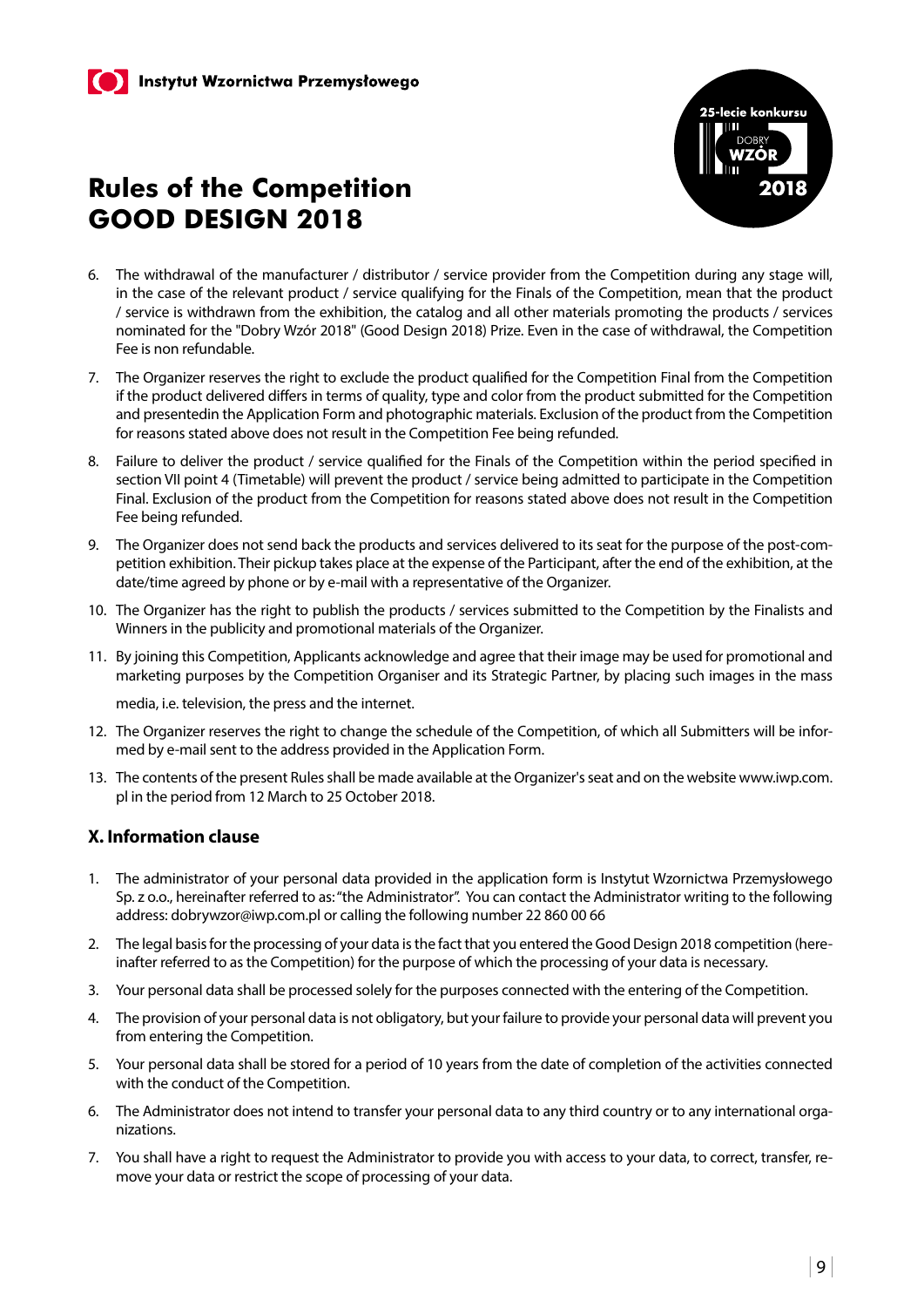# Rules of the Competition GOOD DESIGN 2018

6. The withdrawal of the manufacturer / distributor / service provider from the Competition during any stage will, in the case of the relevant product / service qualifying for the Finals of the Competition, mean that the product / service is withdrawn from the exhibition, the catalog and all other materials promoting the products / services nominated for the "Dobry Wzór 2018" (Good Design 2018) Prize. Even in the case of withdrawal, the Competition Fee is non refundable.

7. The Organizer reserves the right to exclude the product qualified for the Competition Final from the Competition if the product delivered differs in terms of quality, type and color from the product submitted for the Competition and presentedin the Application Form and photographic materials. Exclusion of the product from the Competition for reasons stated above does not result in the Competition Fee being refunded.

8. Failure to deliver the product / service qualified for the Finals of the Competition within the period specified in section VII point 4 (Timetable) will prevent the product / service being admitted to participate in the Competition Final. Exclusion of the product from the Competition for reasons stated above does not result in the Competition Fee being refunded.

9. The Organizer does not send back the products and services delivered to its seat for the purpose of the post-competition exhibition. Their pickup takes place at the expense of the Participant, after the end of the exhibition, at the date/time agreed by phone or by e-mail with a representative of the Organizer.

10. The Organizer has the right to publish the products / services submitted to the Competition by the Finalists and Winners in the publicity and promotional materials of the Organizer.

11. By joining this Competition, Applicants acknowledge and agree that their image may be used for promotional and marketing purposes by the Competition Organiser and its Strategic Partner, by placing such images in the mass media, i.e. television, the press and the internet.

12. The Organizer reserves the right to change the schedule of the Competition, of which all Submitters will be informed by e-mail sent to the address provided in the Application Form.

13. The contents of the present Rules shall be made available at the Organizer's seat and on the website www.iwp.com.pl in the period from 12 March to 25 October 2018.

## X. Information clause

1. The administrator of your personal data provided in the application form is Instytut Wzornictwa Przemysłowego Sp. z o.o., hereinafter referred to as: "the Administrator". You can contact the Administrator writing to the following address: dobrywzor@iwp.com.pl or calling the following number 22 860 00 66

2. The legal basis for the processing of your data is the fact that you entered the Good Design 2018 competition (hereinafter referred to as the Competition) for the purpose of which the processing of your data is necessary.

3. Your personal data shall be processed solely for the purposes connected with the entering of the Competition.

4. The provision of your personal data is not obligatory, but your failure to provide your personal data will prevent you from entering the Competition.

5. Your personal data shall be stored for a period of 10 years from the date of completion of the activities connected with the conduct of the Competition.

6. The Administrator does not intend to transfer your personal data to any third country or to any international organizations.

7. You shall have a right to request the Administrator to provide you with access to your data, to correct, transfer, remove your data or restrict the scope of processing of your data.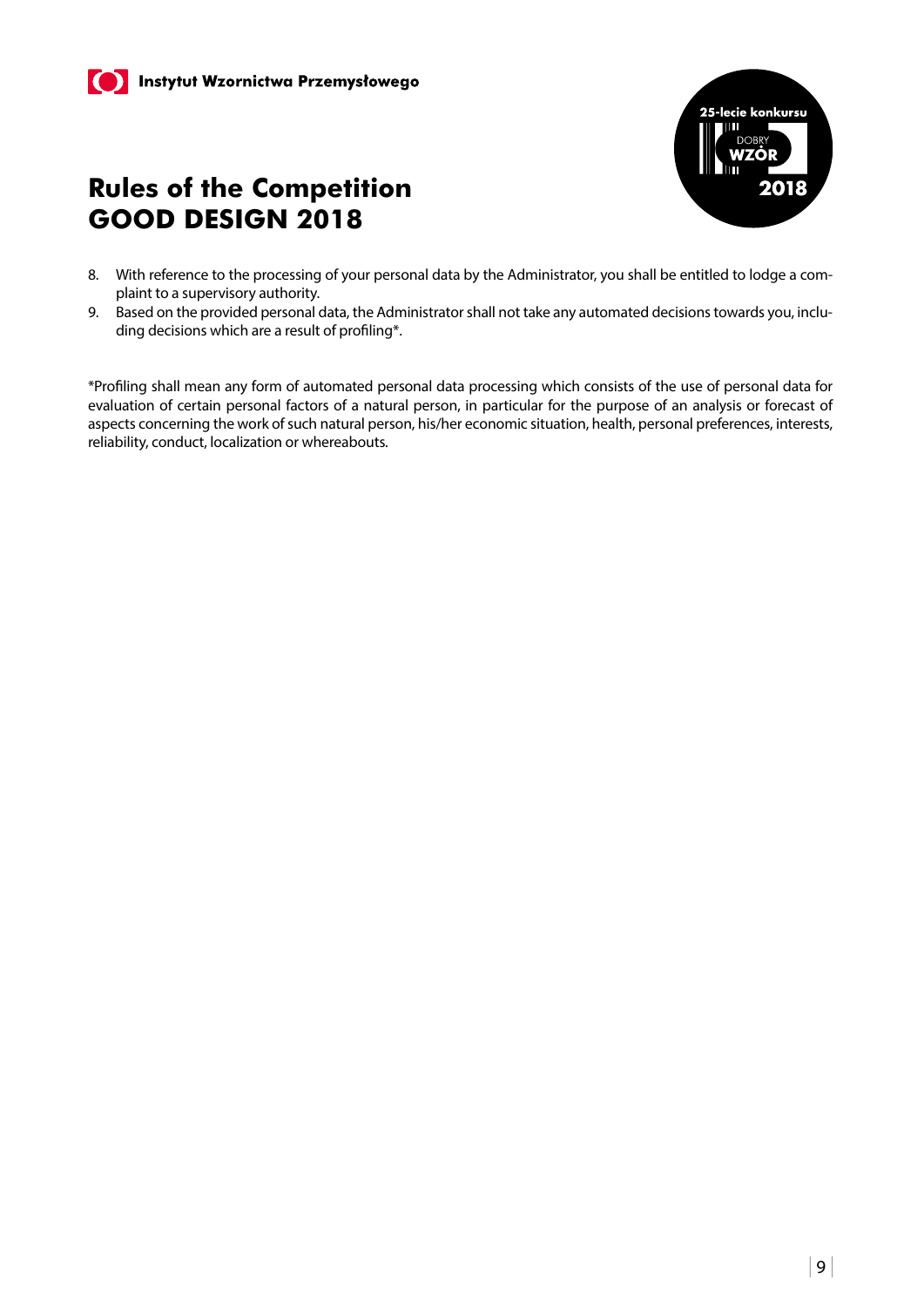8. With reference to the processing of your personal data by the Administrator, you shall be entitled to lodge a complaint to a supervisory authority.
9. Based on the provided personal data, the Administrator shall not take any automated decisions towards you, including decisions which are a result of profiling*.

*Profiling shall mean any form of automated personal data processing which consists of the use of personal data for evaluation of certain personal factors of a natural person, in particular for the purpose of an analysis or forecast of aspects concerning the work of such natural person, his/her economic situation, health, personal preferences, interests, reliability, conduct, localization or whereabouts.